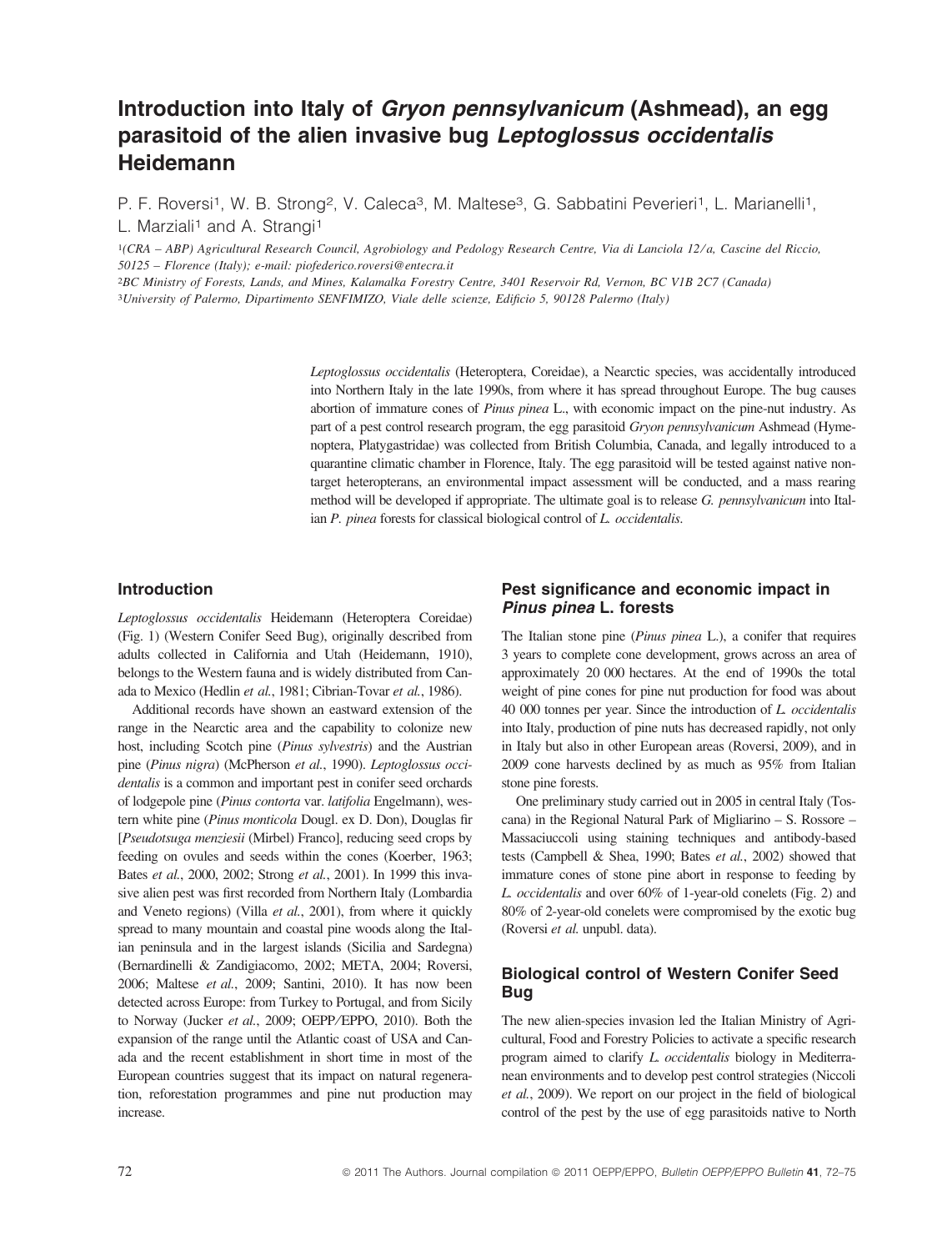# Introduction into Italy of *Gryon pennsylvanicum* (Ashmead), an egg parasitoid of the alien invasive bug *Leptoglossus occidentalis* Heidemann

P. F. Roversi[1], W. B. Strong[2], V. Caleca[3], M. Maltese[3], G. Sabbatini Peverieri[1], L. Marianelli[1], L. Marziali[1] and A. Strangi[1]

[1](CRA – ABP) Agricultural Research Council, Agrobiology and Pedology Research Centre, Via di Lanciola 12/a, Cascine del Riccio, 50125 – Florence (Italy); e-mail: piofederico.roversi@entecra.it

[2]BC Ministry of Forests, Lands, and Mines, Kalamalka Forestry Centre, 3401 Reservoir Rd, Vernon, BC V1B 2C7 (Canada)

[3]University of Palermo, Dipartimento SENFIMIZO, Viale delle scienze, Edificio 5, 90128 Palermo (Italy)

*Leptoglossus occidentalis* (Heteroptera, Coreidae), a Nearctic species, was accidentally introduced into Northern Italy in the late 1990s, from where it has spread throughout Europe. The bug causes abortion of immature cones of *Pinus pinea* L., with economic impact on the pine-nut industry. As part of a pest control research program, the egg parasitoid *Gryon pennsylvanicum* Ashmead (Hymenoptera, Platygastridae) was collected from British Columbia, Canada, and legally introduced to a quarantine climatic chamber in Florence, Italy. The egg parasitoid will be tested against native non-target heteropterans, an environmental impact assessment will be conducted, and a mass rearing method will be developed if appropriate. The ultimate goal is to release *G. pennsylvanicum* into Italian *P. pinea* forests for classical biological control of *L. occidentalis*.

## Introduction

*Leptoglossus occidentalis* Heidemann (Heteroptera Coreidae) (Fig. 1) (Western Conifer Seed Bug), originally described from adults collected in California and Utah (Heidemann, 1910), belongs to the Western fauna and is widely distributed from Canada to Mexico (Hedlin *et al.*, 1981; Cibrian-Tovar *et al.*, 1986).

Additional records have shown an eastward extension of the range in the Nearctic area and the capability to colonize new host, including Scotch pine (*Pinus sylvestris*) and the Austrian pine (*Pinus nigra*) (McPherson *et al.*, 1990). *Leptoglossus occidentalis* is a common and important pest in conifer seed orchards of lodgepole pine (*Pinus contorta* var. *latifolia* Engelmann), western white pine (*Pinus monticola* Dougl. ex D. Don), Douglas fir [*Pseudotsuga menziesii* (Mirbel) Franco], reducing seed crops by feeding on ovules and seeds within the cones (Koerber, 1963; Bates *et al.*, 2000, 2002; Strong *et al.*, 2001). In 1999 this invasive alien pest was first recorded from Northern Italy (Lombardia and Veneto regions) (Villa *et al.*, 2001), from where it quickly spread to many mountain and coastal pine woods along the Italian peninsula and in the largest islands (Sicilia and Sardegna) (Bernardinelli & Zandigiacomo, 2002; META, 2004; Roversi, 2006; Maltese *et al.*, 2009; Santini, 2010). It has now been detected across Europe: from Turkey to Portugal, and from Sicily to Norway (Jucker *et al.*, 2009; OEPP/EPPO, 2010). Both the expansion of the range until the Atlantic coast of USA and Canada and the recent establishment in short time in most of the European countries suggest that its impact on natural regeneration, reforestation programmes and pine nut production may increase.

## Pest significance and economic impact in *Pinus pinea* L. forests

The Italian stone pine (*Pinus pinea* L.), a conifer that requires 3 years to complete cone development, grows across an area of approximately 20 000 hectares. At the end of 1990s the total weight of pine cones for pine nut production for food was about 40 000 tonnes per year. Since the introduction of *L. occidentalis* into Italy, production of pine nuts has decreased rapidly, not only in Italy but also in other European areas (Roversi, 2009), and in 2009 cone harvests declined by as much as 95% from Italian stone pine forests.

One preliminary study carried out in 2005 in central Italy (Toscana) in the Regional Natural Park of Migliarino – S. Rossore – Massaciuccoli using staining techniques and antibody-based tests (Campbell & Shea, 1990; Bates *et al.*, 2002) showed that immature cones of stone pine abort in response to feeding by *L. occidentalis* and over 60% of 1-year-old conelets (Fig. 2) and 80% of 2-year-old conelets were compromised by the exotic bug (Roversi *et al.* unpubl. data).

## Biological control of Western Conifer Seed Bug

The new alien-species invasion led the Italian Ministry of Agricultural, Food and Forestry Policies to activate a specific research program aimed to clarify *L. occidentalis* biology in Mediterranean environments and to develop pest control strategies (Niccoli *et al.*, 2009). We report on our project in the field of biological control of the pest by the use of egg parasitoids native to North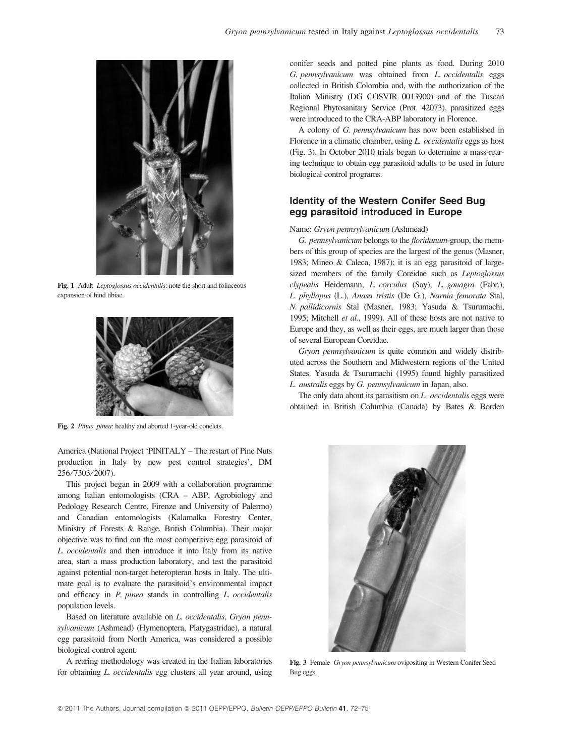Fig. 1 Adult *Leptoglossus occidentalis*: note the short and foliaceous expansion of hind tibiae.

Fig. 2 *Pinus pinea*: healthy and aborted 1-year-old conelets.

America (National Project 'PINITALY – The restart of Pine Nuts production in Italy by new pest control strategies', DM 256/7303/2007).

This project began in 2009 with a collaboration programme among Italian entomologists (CRA – ABP, Agrobiology and Pedology Research Centre, Firenze and University of Palermo) and Canadian entomologists (Kalamalka Forestry Center, Ministry of Forests & Range, British Columbia). Their major objective was to find out the most competitive egg parasitoid of *L. occidentalis* and then introduce it into Italy from its native area, start a mass production laboratory, and test the parasitoid against potential non-target heteropteran hosts in Italy. The ultimate goal is to evaluate the parasitoid's environmental impact and efficacy in *P. pinea* stands in controlling *L. occidentalis* population levels.

Based on literature available on *L. occidentalis*, *Gryon pennsylvanicum* (Ashmead) (Hymenoptera, Platygastridae), a natural egg parasitoid from North America, was considered a possible biological control agent.

A rearing methodology was created in the Italian laboratories for obtaining *L. occidentalis* egg clusters all year around, using conifer seeds and potted pine plants as food. During 2010 *G. pennsylvanicum* was obtained from *L. occidentalis* eggs collected in British Colombia and, with the authorization of the Italian Ministry (DG COSVIR 0013900) and of the Tuscan Regional Phytosanitary Service (Prot. 42073), parasitized eggs were introduced to the CRA-ABP laboratory in Florence.

A colony of *G. pennsylvanicum* has now been established in Florence in a climatic chamber, using *L. occidentalis* eggs as host (Fig. 3). In October 2010 trials began to determine a mass-rearing technique to obtain egg parasitoid adults to be used in future biological control programs.

## Identity of the Western Conifer Seed Bug egg parasitoid introduced in Europe

Name: *Gryon pennsylvanicum* (Ashmead)

*G. pennsylvanicum* belongs to the *floridanum*-group, the members of this group of species are the largest of the genus (Masner, 1983; Mineo & Caleca, 1987); it is an egg parasitoid of large-sized members of the family Coreidae such as *Leptoglossus clypealis* Heidemann, *L. corculus* (Say), *L. gonagra* (Fabr.), *L. phyllopus* (L.), *Anasa tristis* (De G.), *Narnia femorata* Stal, *N. pallidicornis* Stal (Masner, 1983; Yasuda & Tsurumachi, 1995; Mitchell *et al.*, 1999). All of these hosts are not native to Europe and they, as well as their eggs, are much larger than those of several European Coreidae.

*Gryon pennsylvanicum* is quite common and widely distributed across the Southern and Midwestern regions of the United States. Yasuda & Tsurumachi (1995) found highly parasitized *L. australis* eggs by *G. pennsylvanicum* in Japan, also.

The only data about its parasitism on *L. occidentalis* eggs were obtained in British Columbia (Canada) by Bates & Borden

Fig. 3 Female *Gryon pennsylvanicum* ovipositing in Western Conifer Seed Bug eggs.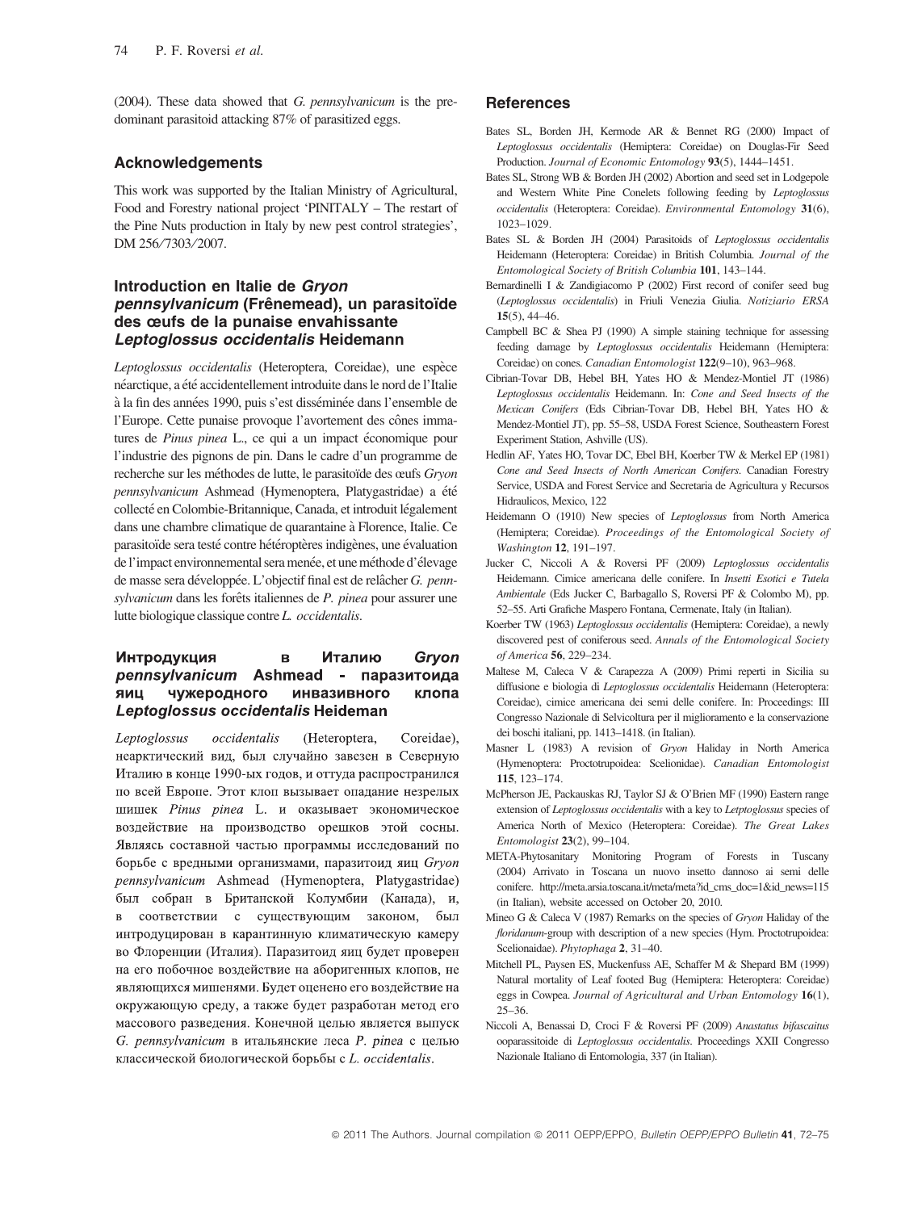(2004). These data showed that *G. pennsylvanicum* is the predominant parasitoid attacking 87% of parasitized eggs.

## Acknowledgements

This work was supported by the Italian Ministry of Agricultural, Food and Forestry national project 'PINITALY – The restart of the Pine Nuts production in Italy by new pest control strategies', DM 256/7303/2007.

## Introduction en Italie de *Gryon pennsylvanicum* (Frênemead), un parasitoïde des œufs de la punaise envahissante *Leptoglossus occidentalis* Heidemann

*Leptoglossus occidentalis* (Heteroptera, Coreidae), une espèce néarctique, a été accidentellement introduite dans le nord de l'Italie à la fin des années 1990, puis s'est disséminée dans l'ensemble de l'Europe. Cette punaise provoque l'avortement des cônes immatures de *Pinus pinea* L., ce qui a un impact économique pour l'industrie des pignons de pin. Dans le cadre d'un programme de recherche sur les méthodes de lutte, le parasitoïde des œufs *Gryon pennsylvanicum* Ashmead (Hymenoptera, Platygastridae) a été collecté en Colombie-Britannique, Canada, et introduit légalement dans une chambre climatique de quarantaine à Florence, Italie. Ce parasitoïde sera testé contre hétéroptères indigènes, une évaluation de l'impact environnemental sera menée, et une méthode d'élevage de masse sera développée. L'objectif final est de relâcher *G. pennsylvanicum* dans les forêts italiennes de *P. pinea* pour assurer une lutte biologique classique contre *L. occidentalis*.

## Интродукция в Италию *Gryon pennsylvanicum* Ashmead - паразитоида яиц чужеродного инвазивного клопа *Leptoglossus occidentalis* Heideman

*Leptoglossus occidentalis* (Heteroptera, Coreidae), неарктический вид, был случайно завезен в Северную Италию в конце 1990-ых годов, и оттуда распространился по всей Европе. Этот клоп вызывает опадание незрелых шишек *Pinus pinea* L. и оказывает экономическое воздействие на производство орешков этой сосны. Являясь составной частью программы исследований по борьбе с вредными организмами, паразитоид яиц *Gryon pennsylvanicum* Ashmead (Hymenoptera, Platygastridae) был собран в Британской Колумбии (Канада), и, в соответствии с существующим законом, был интродуцирован в карантинную климатическую камеру во Флоренции (Италия). Паразитоид яиц будет проверен на его побочное воздействие на аборигенных клопов, не являющихся мишенями. Будет оценено его воздействие на окружающую среду, а также будет разработан метод его массового разведения. Конечной целью является выпуск *G. pennsylvanicum* в итальянские леса *P. pinea* с целью классической биологической борьбы с *L. occidentalis*.

## References

Bates SL, Borden JH, Kermode AR & Bennet RG (2000) Impact of *Leptoglossus occidentalis* (Hemiptera: Coreidae) on Douglas-Fir Seed Production. *Journal of Economic Entomology* **93**(5), 1444–1451.

Bates SL, Strong WB & Borden JH (2002) Abortion and seed set in Lodgepole and Western White Pine Conelets following feeding by *Leptoglossus occidentalis* (Heteroptera: Coreidae). *Environmental Entomology* **31**(6), 1023–1029.

Bates SL & Borden JH (2004) Parasitoids of *Leptoglossus occidentalis* Heidemann (Heteroptera: Coreidae) in British Columbia. *Journal of the Entomological Society of British Columbia* **101**, 143–144.

Bernardinelli I & Zandigiacomo P (2002) First record of conifer seed bug (*Leptoglossus occidentalis*) in Friuli Venezia Giulia. *Notiziario ERSA* **15**(5), 44–46.

Campbell BC & Shea PJ (1990) A simple staining technique for assessing feeding damage by *Leptoglossus occidentalis* Heidemann (Hemiptera: Coreidae) on cones. *Canadian Entomologist* **122**(9–10), 963–968.

Cibrian-Tovar DB, Hebel BH, Yates HO & Mendez-Montiel JT (1986) *Leptoglossus occidentalis* Heidemann. In: *Cone and Seed Insects of the Mexican Conifers* (Eds Cibrian-Tovar DB, Hebel BH, Yates HO & Mendez-Montiel JT), pp. 55–58, USDA Forest Science, Southeastern Forest Experiment Station, Ashville (US).

Hedlin AF, Yates HO, Tovar DC, Ebel BH, Koerber TW & Merkel EP (1981) *Cone and Seed Insects of North American Conifers*. Canadian Forestry Service, USDA and Forest Service and Secretaria de Agricultura y Recursos Hidraulicos, Mexico, 122

Heidemann O (1910) New species of *Leptoglossus* from North America (Hemiptera; Coreidae). *Proceedings of the Entomological Society of Washington* **12**, 191–197.

Jucker C, Niccoli A & Roversi PF (2009) *Leptoglossus occidentalis* Heidemann. Cimice americana delle conifere. In *Insetti Esotici e Tutela Ambientale* (Eds Jucker C, Barbagallo S, Roversi PF & Colombo M), pp. 52–55. Arti Grafiche Maspero Fontana, Cermenate, Italy (in Italian).

Koerber TW (1963) *Leptoglossus occidentalis* (Hemiptera: Coreidae), a newly discovered pest of coniferous seed. *Annals of the Entomological Society of America* **56**, 229–234.

Maltese M, Caleca V & Carapezza A (2009) Primi reperti in Sicilia su diffusione e biologia di *Leptoglossus occidentalis* Heidemann (Heteroptera: Coreidae), cimice americana dei semi delle conifere. In: Proceedings: III Congresso Nazionale di Selvicoltura per il miglioramento e la conservazione dei boschi italiani, pp. 1413–1418. (in Italian).

Masner L (1983) A revision of *Gryon* Haliday in North America (Hymenoptera: Proctotrupoidea: Scelionidae). *Canadian Entomologist* **115**, 123–174.

McPherson JE, Packauskas RJ, Taylor SJ & O'Brien MF (1990) Eastern range extension of *Leptoglossus occidentalis* with a key to *Letptoglossus* species of America North of Mexico (Heteroptera: Coreidae). *The Great Lakes Entomologist* **23**(2), 99–104.

META-Phytosanitary Monitoring Program of Forests in Tuscany (2004) Arrivato in Toscana un nuovo insetto dannoso ai semi delle conifere. http://meta.arsia.toscana.it/meta/meta?id_cms_doc=1&id_news=115 (in Italian), website accessed on October 20, 2010.

Mineo G & Caleca V (1987) Remarks on the species of *Gryon* Haliday of the *floridanum*-group with description of a new species (Hym. Proctotrupoidea: Scelionaidae). *Phytophaga* **2**, 31–40.

Mitchell PL, Paysen ES, Muckenfuss AE, Schaffer M & Shepard BM (1999) Natural mortality of Leaf footed Bug (Hemiptera: Heteroptera: Coreidae) eggs in Cowpea. *Journal of Agricultural and Urban Entomology* **16**(1), 25–36.

Niccoli A, Benassai D, Croci F & Roversi PF (2009) *Anastatus bifascaitus* ooparassitoide di *Leptoglossus occidentalis*. Proceedings XXII Congresso Nazionale Italiano di Entomologia, 337 (in Italian).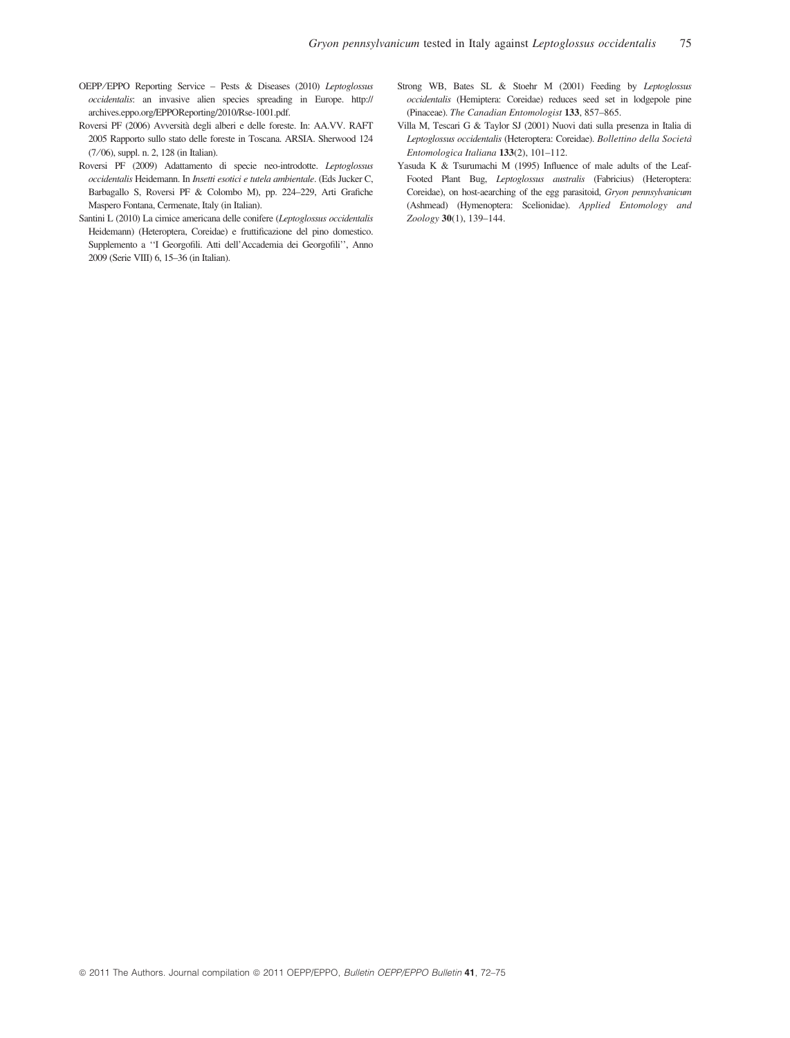OEPP/EPPO Reporting Service – Pests & Diseases (2010) *Leptoglossus occidentalis*: an invasive alien species spreading in Europe. http://archives.eppo.org/EPPOReporting/2010/Rse-1001.pdf.

Roversi PF (2006) Avversità degli alberi e delle foreste. In: AA.VV. RAFT 2005 Rapporto sullo stato delle foreste in Toscana. ARSIA. Sherwood 124 (7/06), suppl. n. 2, 128 (in Italian).

Roversi PF (2009) Adattamento di specie neo-introdotte. *Leptoglossus occidentalis* Heidemann. In *Insetti esotici e tutela ambientale*. (Eds Jucker C, Barbagallo S, Roversi PF & Colombo M), pp. 224–229, Arti Grafiche Maspero Fontana, Cermenate, Italy (in Italian).

Santini L (2010) La cimice americana delle conifere (*Leptoglossus occidentalis* Heidemann) (Heteroptera, Coreidae) e fruttificazione del pino domestico. Supplemento a ''I Georgofili. Atti dell'Accademia dei Georgofili'', Anno 2009 (Serie VIII) 6, 15–36 (in Italian).

Strong WB, Bates SL & Stoehr M (2001) Feeding by *Leptoglossus occidentalis* (Hemiptera: Coreidae) reduces seed set in lodgepole pine (Pinaceae). *The Canadian Entomologist* **133**, 857–865.

Villa M, Tescari G & Taylor SJ (2001) Nuovi dati sulla presenza in Italia di *Leptoglossus occidentalis* (Heteroptera: Coreidae). *Bollettino della Società Entomologica Italiana* **133**(2), 101–112.

Yasuda K & Tsurumachi M (1995) Influence of male adults of the Leaf-Footed Plant Bug, *Leptoglossus australis* (Fabricius) (Heteroptera: Coreidae), on host-aearching of the egg parasitoid, *Gryon pennsylvanicum* (Ashmead) (Hymenoptera: Scelionidae). *Applied Entomology and Zoology* **30**(1), 139–144.